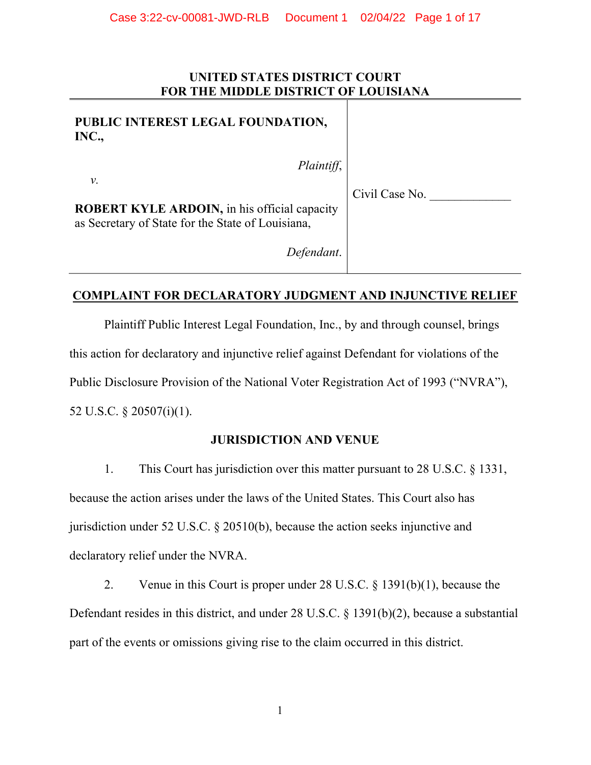**UNITED STATES DISTRICT COURT**
**FOR THE MIDDLE DISTRICT OF LOUISIANA**

| | |
|---|---|
| **PUBLIC INTEREST LEGAL FOUNDATION, INC.,**<br><br>*Plaintiff*,<br><br>*v.*<br><br>**ROBERT KYLE ARDOIN,** in his official capacity as Secretary of State for the State of Louisiana,<br><br>*Defendant*. | Civil Case No. _____________ |

## COMPLAINT FOR DECLARATORY JUDGMENT AND INJUNCTIVE RELIEF

Plaintiff Public Interest Legal Foundation, Inc., by and through counsel, brings this action for declaratory and injunctive relief against Defendant for violations of the Public Disclosure Provision of the National Voter Registration Act of 1993 ("NVRA"), 52 U.S.C. § 20507(i)(1).

### JURISDICTION AND VENUE

1. This Court has jurisdiction over this matter pursuant to 28 U.S.C. § 1331, because the action arises under the laws of the United States. This Court also has jurisdiction under 52 U.S.C. § 20510(b), because the action seeks injunctive and declaratory relief under the NVRA.

2. Venue in this Court is proper under 28 U.S.C. § 1391(b)(1), because the Defendant resides in this district, and under 28 U.S.C. § 1391(b)(2), because a substantial part of the events or omissions giving rise to the claim occurred in this district.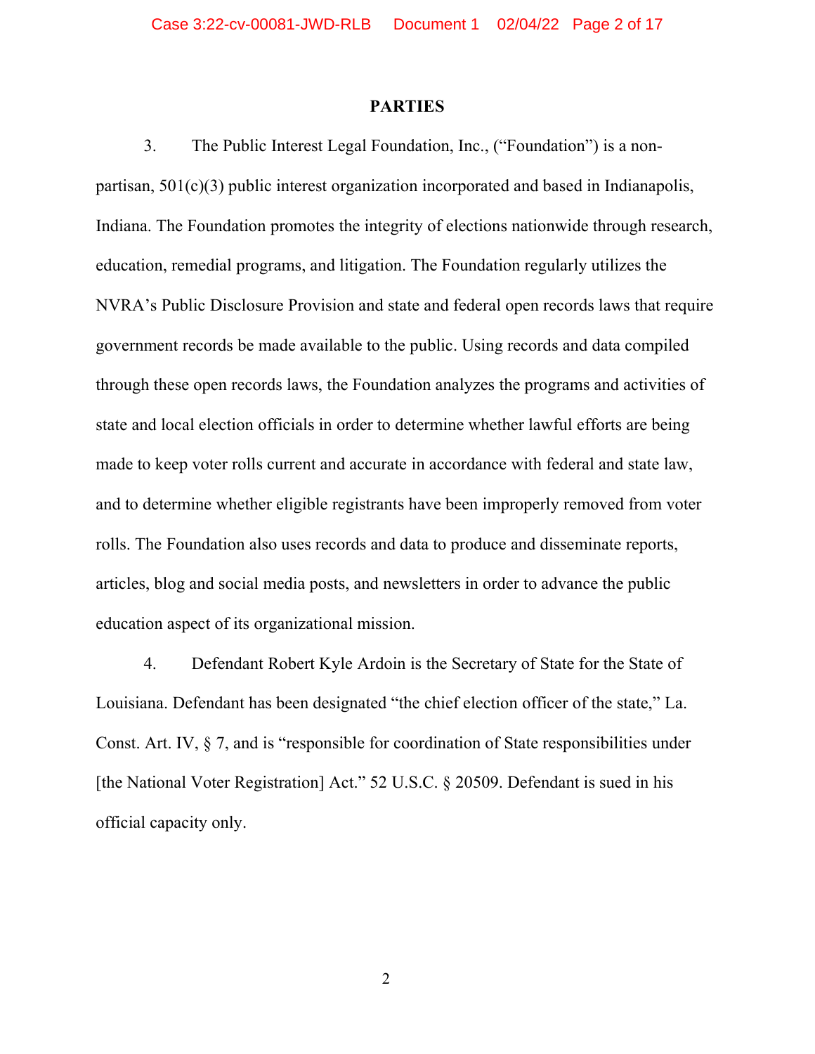## PARTIES

3. The Public Interest Legal Foundation, Inc., ("Foundation") is a non-partisan, 501(c)(3) public interest organization incorporated and based in Indianapolis, Indiana. The Foundation promotes the integrity of elections nationwide through research, education, remedial programs, and litigation. The Foundation regularly utilizes the NVRA's Public Disclosure Provision and state and federal open records laws that require government records be made available to the public. Using records and data compiled through these open records laws, the Foundation analyzes the programs and activities of state and local election officials in order to determine whether lawful efforts are being made to keep voter rolls current and accurate in accordance with federal and state law, and to determine whether eligible registrants have been improperly removed from voter rolls. The Foundation also uses records and data to produce and disseminate reports, articles, blog and social media posts, and newsletters in order to advance the public education aspect of its organizational mission.

4. Defendant Robert Kyle Ardoin is the Secretary of State for the State of Louisiana. Defendant has been designated "the chief election officer of the state," La. Const. Art. IV, § 7, and is "responsible for coordination of State responsibilities under [the National Voter Registration] Act." 52 U.S.C. § 20509. Defendant is sued in his official capacity only.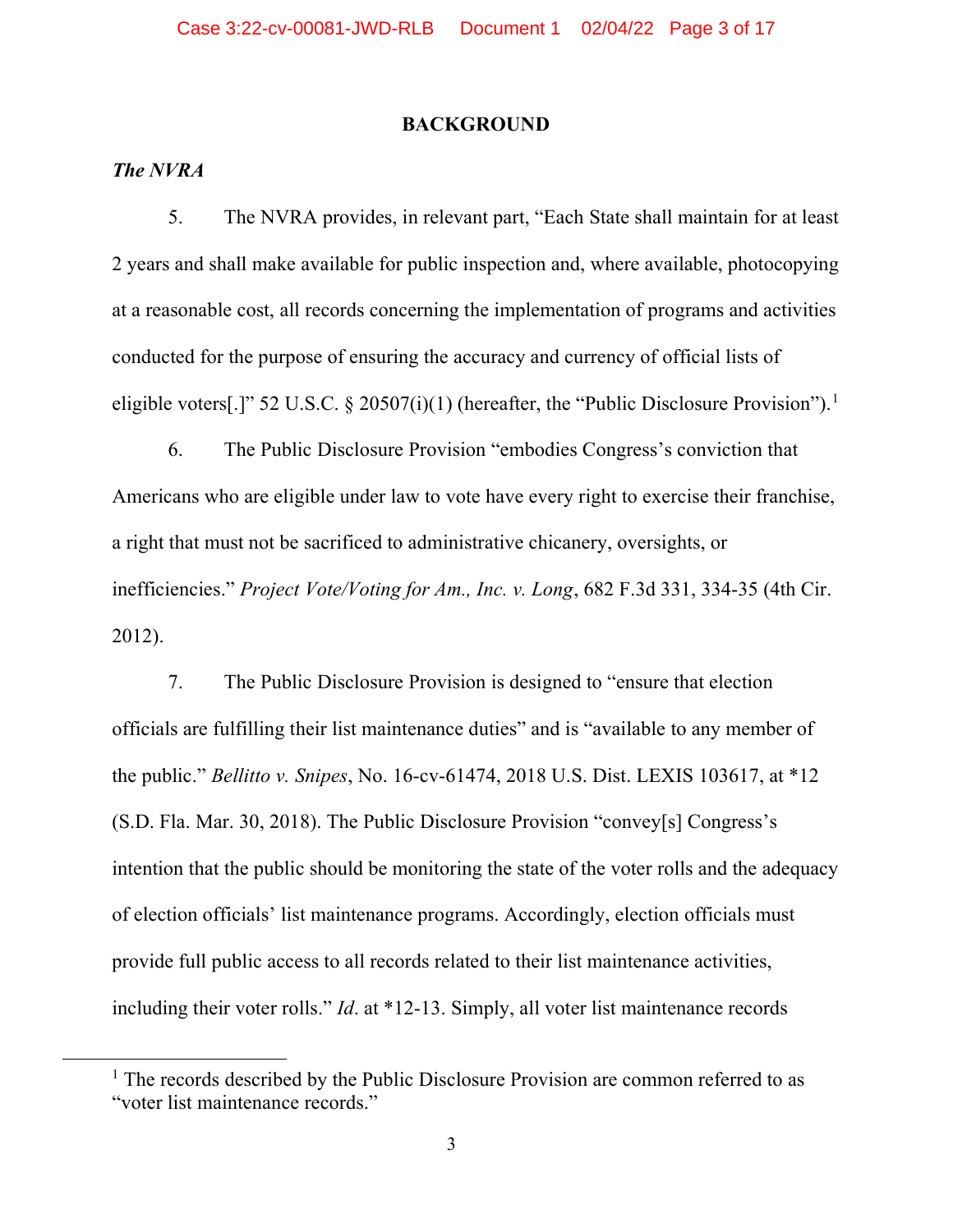## BACKGROUND

### *The NVRA*

5. The NVRA provides, in relevant part, "Each State shall maintain for at least 2 years and shall make available for public inspection and, where available, photocopying at a reasonable cost, all records concerning the implementation of programs and activities conducted for the purpose of ensuring the accuracy and currency of official lists of eligible voters[.]" 52 U.S.C. § 20507(i)(1) (hereafter, the "Public Disclosure Provision").[1]

6. The Public Disclosure Provision "embodies Congress's conviction that Americans who are eligible under law to vote have every right to exercise their franchise, a right that must not be sacrificed to administrative chicanery, oversights, or inefficiencies." *Project Vote/Voting for Am., Inc. v. Long*, 682 F.3d 331, 334-35 (4th Cir. 2012).

7. The Public Disclosure Provision is designed to "ensure that election officials are fulfilling their list maintenance duties" and is "available to any member of the public." *Bellitto v. Snipes*, No. 16-cv-61474, 2018 U.S. Dist. LEXIS 103617, at *12 (S.D. Fla. Mar. 30, 2018). The Public Disclosure Provision "convey[s] Congress's intention that the public should be monitoring the state of the voter rolls and the adequacy of election officials' list maintenance programs. Accordingly, election officials must provide full public access to all records related to their list maintenance activities, including their voter rolls." *Id*. at *12-13. Simply, all voter list maintenance records

---

[1] The records described by the Public Disclosure Provision are common referred to as "voter list maintenance records."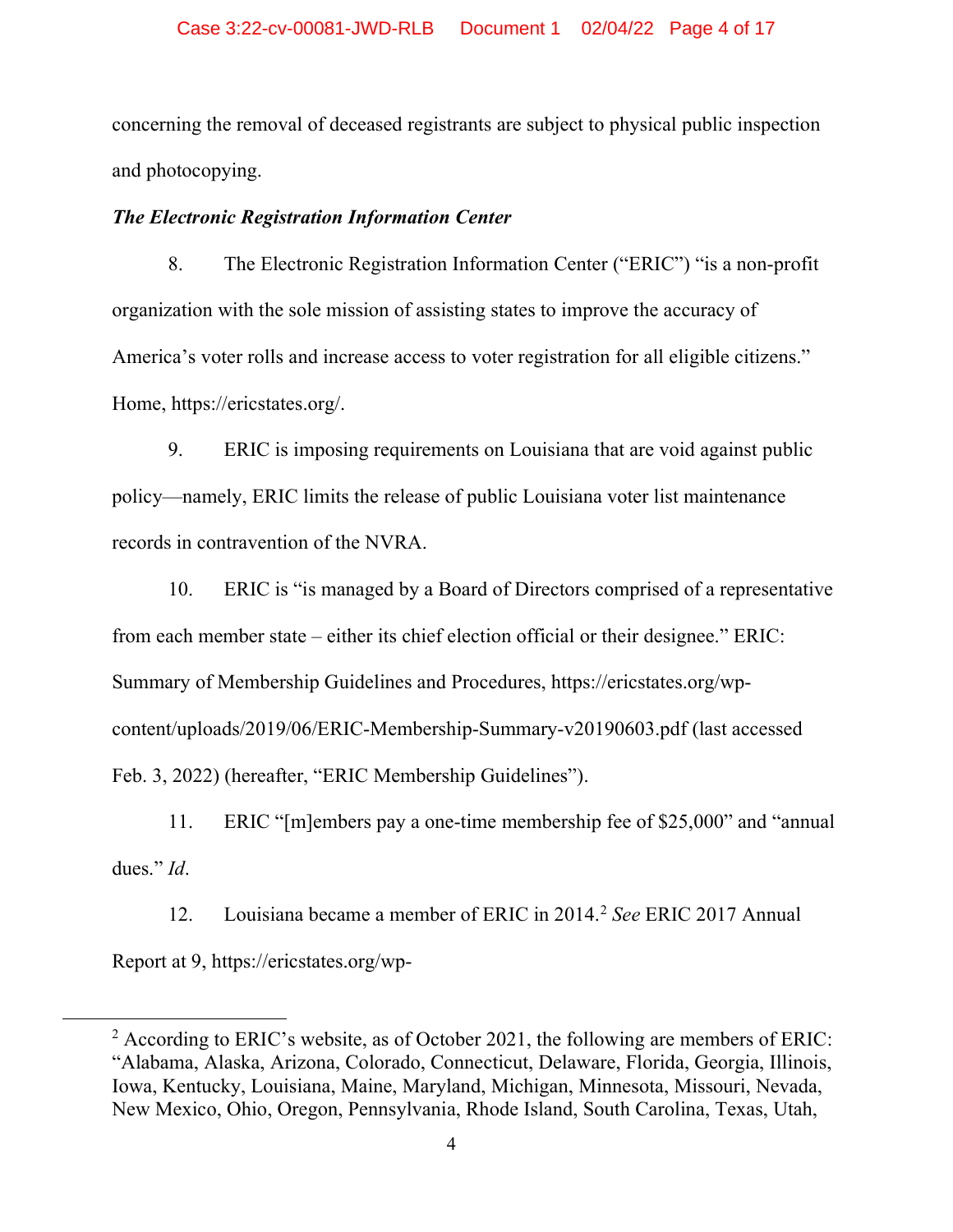concerning the removal of deceased registrants are subject to physical public inspection and photocopying.

***The Electronic Registration Information Center***

8. The Electronic Registration Information Center ("ERIC") "is a non-profit organization with the sole mission of assisting states to improve the accuracy of America's voter rolls and increase access to voter registration for all eligible citizens." Home, https://ericstates.org/.

9. ERIC is imposing requirements on Louisiana that are void against public policy—namely, ERIC limits the release of public Louisiana voter list maintenance records in contravention of the NVRA.

10. ERIC is "is managed by a Board of Directors comprised of a representative from each member state – either its chief election official or their designee." ERIC: Summary of Membership Guidelines and Procedures, https://ericstates.org/wp-content/uploads/2019/06/ERIC-Membership-Summary-v20190603.pdf (last accessed Feb. 3, 2022) (hereafter, "ERIC Membership Guidelines").

11. ERIC "[m]embers pay a one-time membership fee of $25,000" and "annual dues." *Id*.

12. Louisiana became a member of ERIC in 2014.[2] *See* ERIC 2017 Annual Report at 9, https://ericstates.org/wp-

---

[2] According to ERIC's website, as of October 2021, the following are members of ERIC: "Alabama, Alaska, Arizona, Colorado, Connecticut, Delaware, Florida, Georgia, Illinois, Iowa, Kentucky, Louisiana, Maine, Maryland, Michigan, Minnesota, Missouri, Nevada, New Mexico, Ohio, Oregon, Pennsylvania, Rhode Island, South Carolina, Texas, Utah,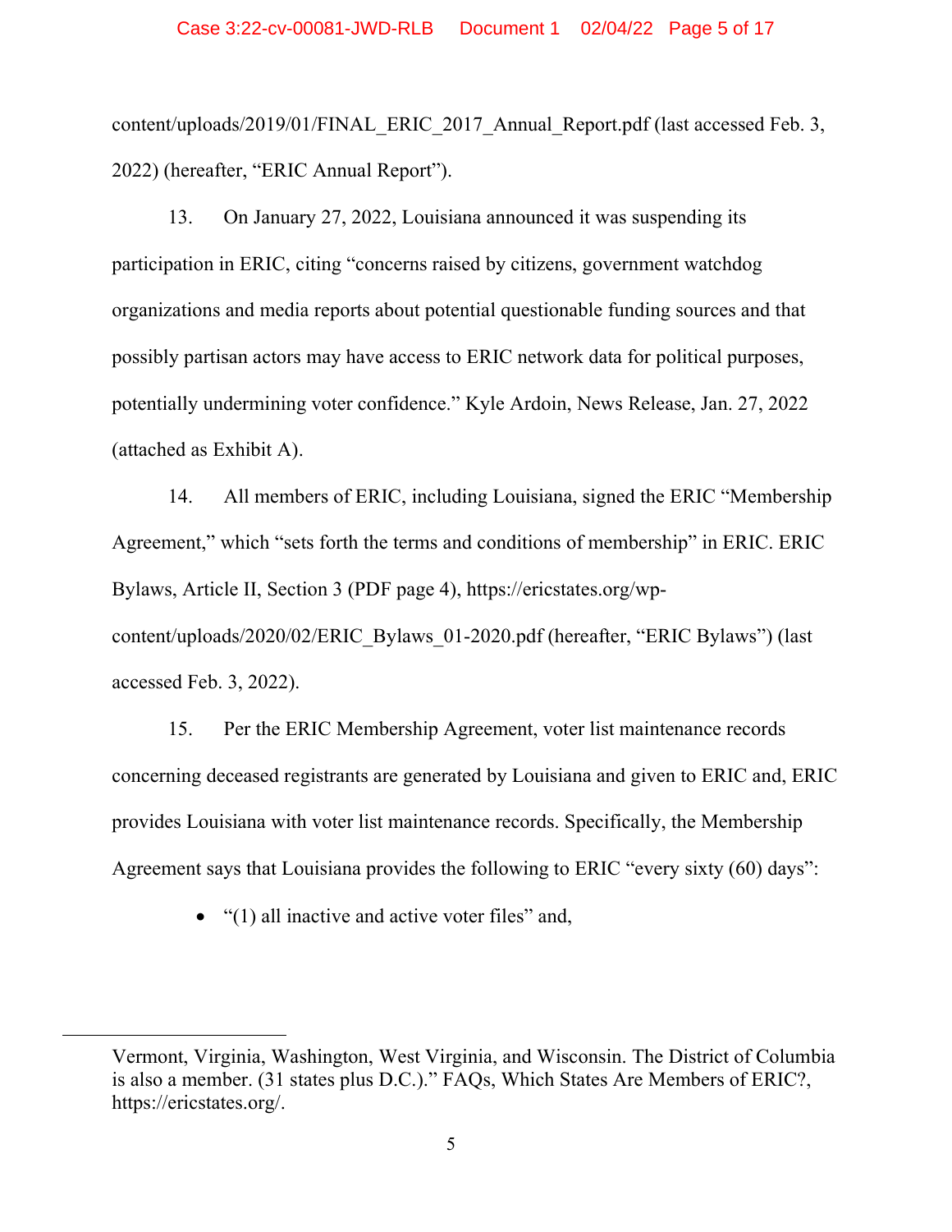content/uploads/2019/01/FINAL_ERIC_2017_Annual_Report.pdf (last accessed Feb. 3, 2022) (hereafter, "ERIC Annual Report").

13. On January 27, 2022, Louisiana announced it was suspending its participation in ERIC, citing "concerns raised by citizens, government watchdog organizations and media reports about potential questionable funding sources and that possibly partisan actors may have access to ERIC network data for political purposes, potentially undermining voter confidence." Kyle Ardoin, News Release, Jan. 27, 2022 (attached as Exhibit A).

14. All members of ERIC, including Louisiana, signed the ERIC "Membership Agreement," which "sets forth the terms and conditions of membership" in ERIC. ERIC Bylaws, Article II, Section 3 (PDF page 4), https://ericstates.org/wp-content/uploads/2020/02/ERIC_Bylaws_01-2020.pdf (hereafter, "ERIC Bylaws") (last accessed Feb. 3, 2022).

15. Per the ERIC Membership Agreement, voter list maintenance records concerning deceased registrants are generated by Louisiana and given to ERIC and, ERIC provides Louisiana with voter list maintenance records. Specifically, the Membership Agreement says that Louisiana provides the following to ERIC "every sixty (60) days":

- "(1) all inactive and active voter files" and,

---

Vermont, Virginia, Washington, West Virginia, and Wisconsin. The District of Columbia is also a member. (31 states plus D.C.)." FAQs, Which States Are Members of ERIC?, https://ericstates.org/.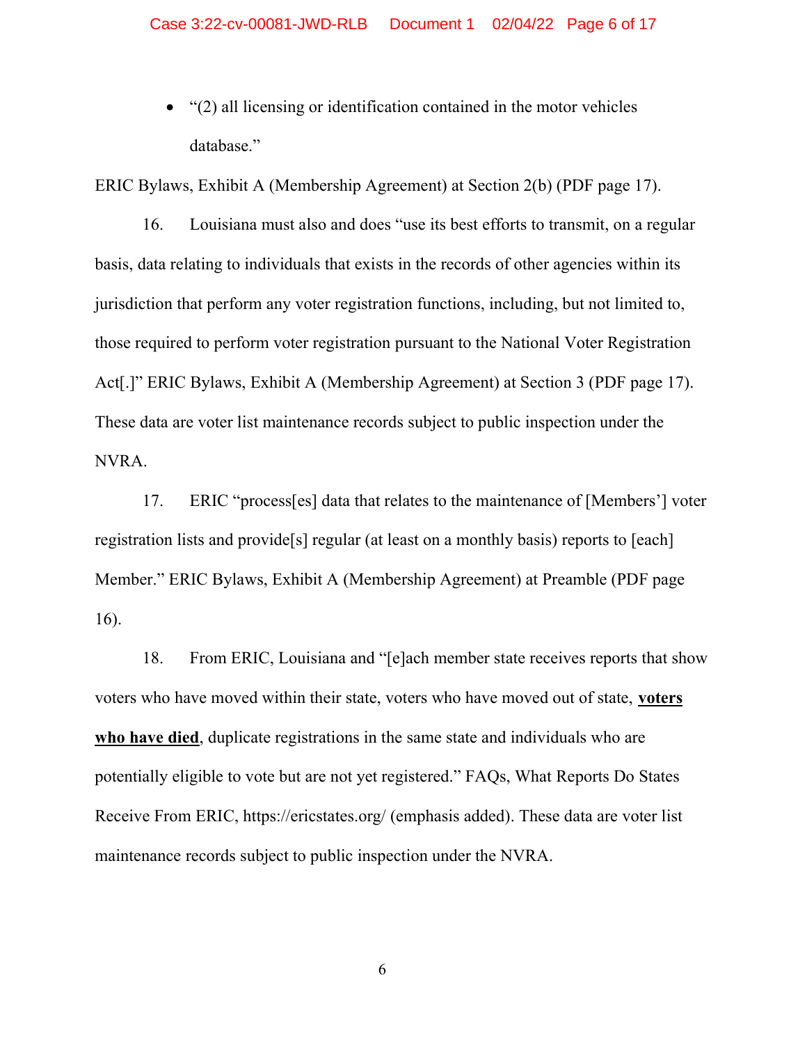- "(2) all licensing or identification contained in the motor vehicles database."

ERIC Bylaws, Exhibit A (Membership Agreement) at Section 2(b) (PDF page 17).

16. Louisiana must also and does "use its best efforts to transmit, on a regular basis, data relating to individuals that exists in the records of other agencies within its jurisdiction that perform any voter registration functions, including, but not limited to, those required to perform voter registration pursuant to the National Voter Registration Act[.]" ERIC Bylaws, Exhibit A (Membership Agreement) at Section 3 (PDF page 17). These data are voter list maintenance records subject to public inspection under the NVRA.

17. ERIC "process[es] data that relates to the maintenance of [Members'] voter registration lists and provide[s] regular (at least on a monthly basis) reports to [each] Member." ERIC Bylaws, Exhibit A (Membership Agreement) at Preamble (PDF page 16).

18. From ERIC, Louisiana and "[e]ach member state receives reports that show voters who have moved within their state, voters who have moved out of state, **voters who have died**, duplicate registrations in the same state and individuals who are potentially eligible to vote but are not yet registered." FAQs, What Reports Do States Receive From ERIC, https://ericstates.org/ (emphasis added). These data are voter list maintenance records subject to public inspection under the NVRA.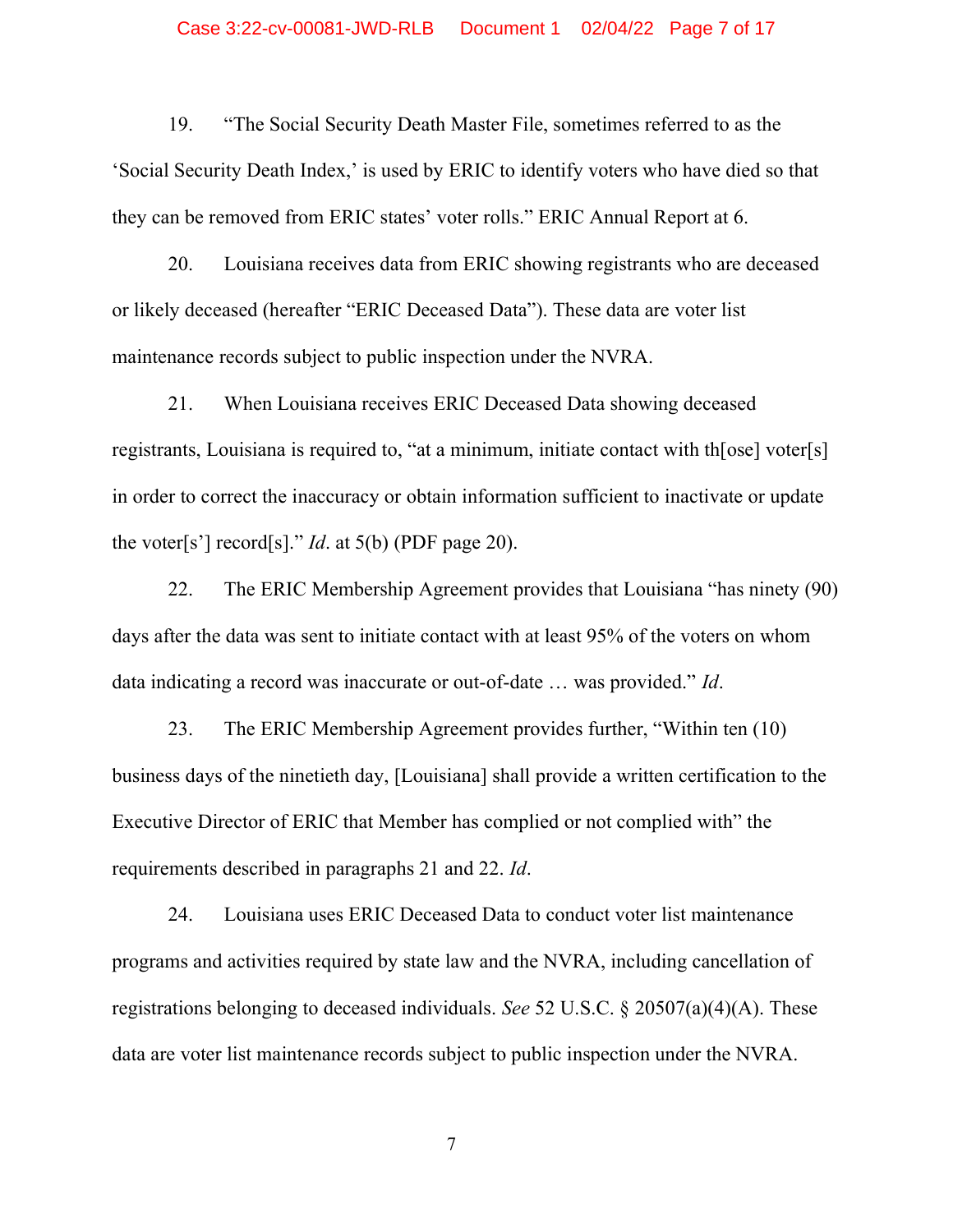19. "The Social Security Death Master File, sometimes referred to as the 'Social Security Death Index,' is used by ERIC to identify voters who have died so that they can be removed from ERIC states' voter rolls." ERIC Annual Report at 6.

20. Louisiana receives data from ERIC showing registrants who are deceased or likely deceased (hereafter "ERIC Deceased Data"). These data are voter list maintenance records subject to public inspection under the NVRA.

21. When Louisiana receives ERIC Deceased Data showing deceased registrants, Louisiana is required to, "at a minimum, initiate contact with th[ose] voter[s] in order to correct the inaccuracy or obtain information sufficient to inactivate or update the voter[s'] record[s]." *Id*. at 5(b) (PDF page 20).

22. The ERIC Membership Agreement provides that Louisiana "has ninety (90) days after the data was sent to initiate contact with at least 95% of the voters on whom data indicating a record was inaccurate or out-of-date … was provided." *Id*.

23. The ERIC Membership Agreement provides further, "Within ten (10) business days of the ninetieth day, [Louisiana] shall provide a written certification to the Executive Director of ERIC that Member has complied or not complied with" the requirements described in paragraphs 21 and 22. *Id*.

24. Louisiana uses ERIC Deceased Data to conduct voter list maintenance programs and activities required by state law and the NVRA, including cancellation of registrations belonging to deceased individuals. *See* 52 U.S.C. § 20507(a)(4)(A). These data are voter list maintenance records subject to public inspection under the NVRA.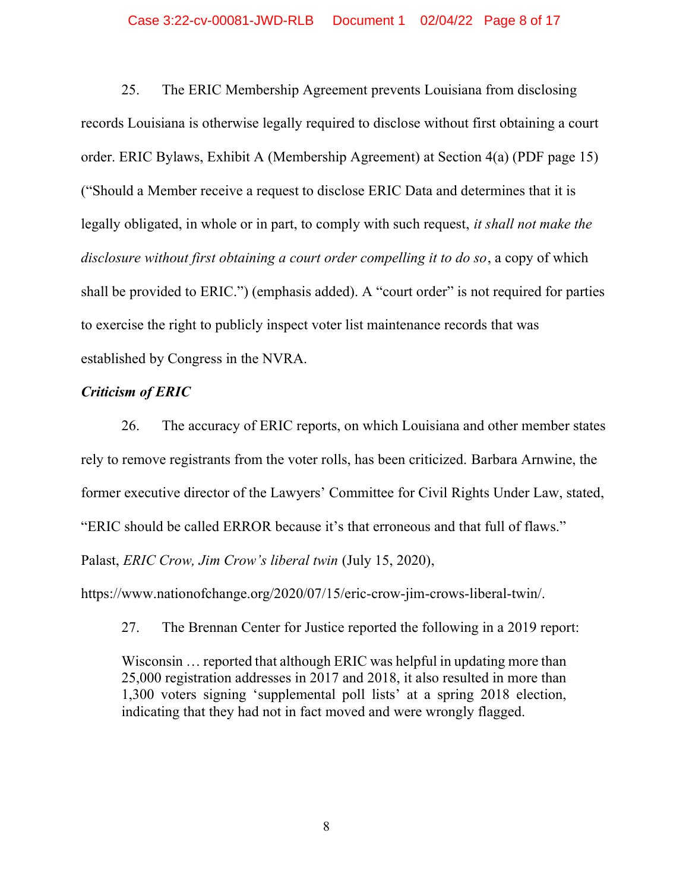25. The ERIC Membership Agreement prevents Louisiana from disclosing records Louisiana is otherwise legally required to disclose without first obtaining a court order. ERIC Bylaws, Exhibit A (Membership Agreement) at Section 4(a) (PDF page 15) ("Should a Member receive a request to disclose ERIC Data and determines that it is legally obligated, in whole or in part, to comply with such request, *it shall not make the disclosure without first obtaining a court order compelling it to do so*, a copy of which shall be provided to ERIC.") (emphasis added). A "court order" is not required for parties to exercise the right to publicly inspect voter list maintenance records that was established by Congress in the NVRA.

***Criticism of ERIC***

26. The accuracy of ERIC reports, on which Louisiana and other member states rely to remove registrants from the voter rolls, has been criticized. Barbara Arnwine, the former executive director of the Lawyers' Committee for Civil Rights Under Law, stated, "ERIC should be called ERROR because it's that erroneous and that full of flaws." Palast, *ERIC Crow, Jim Crow's liberal twin* (July 15, 2020), https://www.nationofchange.org/2020/07/15/eric-crow-jim-crows-liberal-twin/.

27. The Brennan Center for Justice reported the following in a 2019 report:

> Wisconsin … reported that although ERIC was helpful in updating more than 25,000 registration addresses in 2017 and 2018, it also resulted in more than 1,300 voters signing 'supplemental poll lists' at a spring 2018 election, indicating that they had not in fact moved and were wrongly flagged.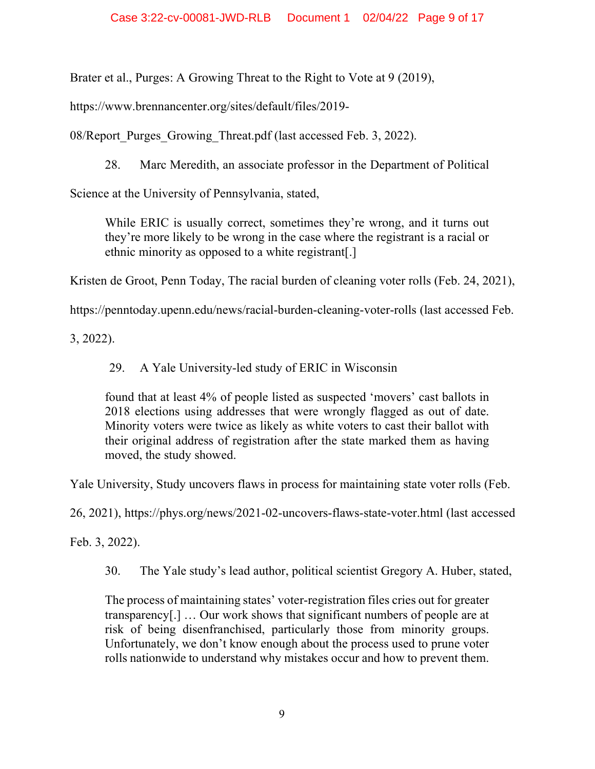Brater et al., Purges: A Growing Threat to the Right to Vote at 9 (2019), https://www.brennancenter.org/sites/default/files/2019-08/Report_Purges_Growing_Threat.pdf (last accessed Feb. 3, 2022).

28. Marc Meredith, an associate professor in the Department of Political Science at the University of Pennsylvania, stated,

> While ERIC is usually correct, sometimes they're wrong, and it turns out they're more likely to be wrong in the case where the registrant is a racial or ethnic minority as opposed to a white registrant[.]

Kristen de Groot, Penn Today, The racial burden of cleaning voter rolls (Feb. 24, 2021), https://penntoday.upenn.edu/news/racial-burden-cleaning-voter-rolls (last accessed Feb. 3, 2022).

29. A Yale University-led study of ERIC in Wisconsin

> found that at least 4% of people listed as suspected 'movers' cast ballots in 2018 elections using addresses that were wrongly flagged as out of date. Minority voters were twice as likely as white voters to cast their ballot with their original address of registration after the state marked them as having moved, the study showed.

Yale University, Study uncovers flaws in process for maintaining state voter rolls (Feb. 26, 2021), https://phys.org/news/2021-02-uncovers-flaws-state-voter.html (last accessed Feb. 3, 2022).

30. The Yale study's lead author, political scientist Gregory A. Huber, stated,

> The process of maintaining states' voter-registration files cries out for greater transparency[.] … Our work shows that significant numbers of people are at risk of being disenfranchised, particularly those from minority groups. Unfortunately, we don't know enough about the process used to prune voter rolls nationwide to understand why mistakes occur and how to prevent them.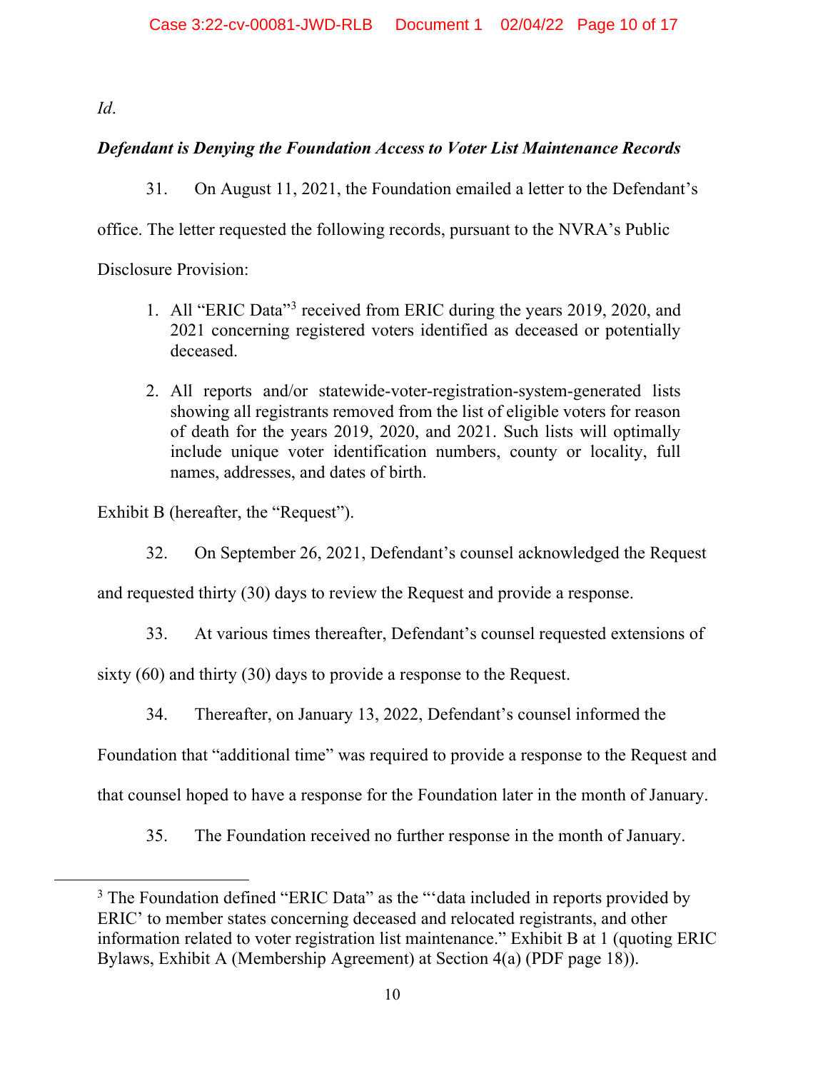*Id*.

***Defendant is Denying the Foundation Access to Voter List Maintenance Records***

31. On August 11, 2021, the Foundation emailed a letter to the Defendant's office. The letter requested the following records, pursuant to the NVRA's Public Disclosure Provision:

1. All "ERIC Data"[3] received from ERIC during the years 2019, 2020, and 2021 concerning registered voters identified as deceased or potentially deceased.
2. All reports and/or statewide-voter-registration-system-generated lists showing all registrants removed from the list of eligible voters for reason of death for the years 2019, 2020, and 2021. Such lists will optimally include unique voter identification numbers, county or locality, full names, addresses, and dates of birth.

Exhibit B (hereafter, the "Request").

32. On September 26, 2021, Defendant's counsel acknowledged the Request and requested thirty (30) days to review the Request and provide a response.

33. At various times thereafter, Defendant's counsel requested extensions of sixty (60) and thirty (30) days to provide a response to the Request.

34. Thereafter, on January 13, 2022, Defendant's counsel informed the Foundation that "additional time" was required to provide a response to the Request and that counsel hoped to have a response for the Foundation later in the month of January.

35. The Foundation received no further response in the month of January.

---

[3] The Foundation defined "ERIC Data" as the "'data included in reports provided by ERIC' to member states concerning deceased and relocated registrants, and other information related to voter registration list maintenance." Exhibit B at 1 (quoting ERIC Bylaws, Exhibit A (Membership Agreement) at Section 4(a) (PDF page 18)).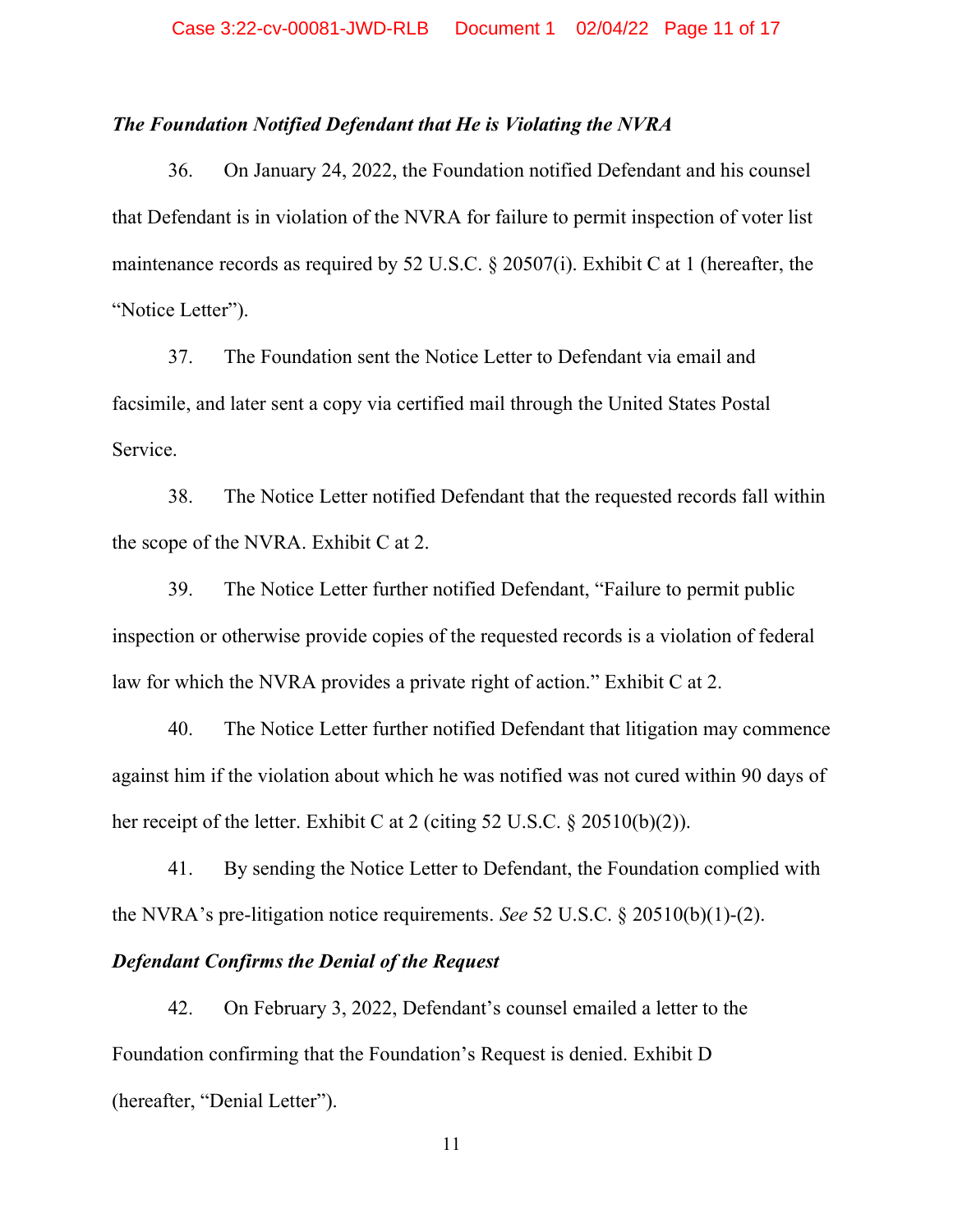***The Foundation Notified Defendant that He is Violating the NVRA***

36. On January 24, 2022, the Foundation notified Defendant and his counsel that Defendant is in violation of the NVRA for failure to permit inspection of voter list maintenance records as required by 52 U.S.C. § 20507(i). Exhibit C at 1 (hereafter, the "Notice Letter").

37. The Foundation sent the Notice Letter to Defendant via email and facsimile, and later sent a copy via certified mail through the United States Postal Service.

38. The Notice Letter notified Defendant that the requested records fall within the scope of the NVRA. Exhibit C at 2.

39. The Notice Letter further notified Defendant, "Failure to permit public inspection or otherwise provide copies of the requested records is a violation of federal law for which the NVRA provides a private right of action." Exhibit C at 2.

40. The Notice Letter further notified Defendant that litigation may commence against him if the violation about which he was notified was not cured within 90 days of her receipt of the letter. Exhibit C at 2 (citing 52 U.S.C. § 20510(b)(2)).

41. By sending the Notice Letter to Defendant, the Foundation complied with the NVRA's pre-litigation notice requirements. *See* 52 U.S.C. § 20510(b)(1)-(2).

***Defendant Confirms the Denial of the Request***

42. On February 3, 2022, Defendant's counsel emailed a letter to the Foundation confirming that the Foundation's Request is denied. Exhibit D (hereafter, "Denial Letter").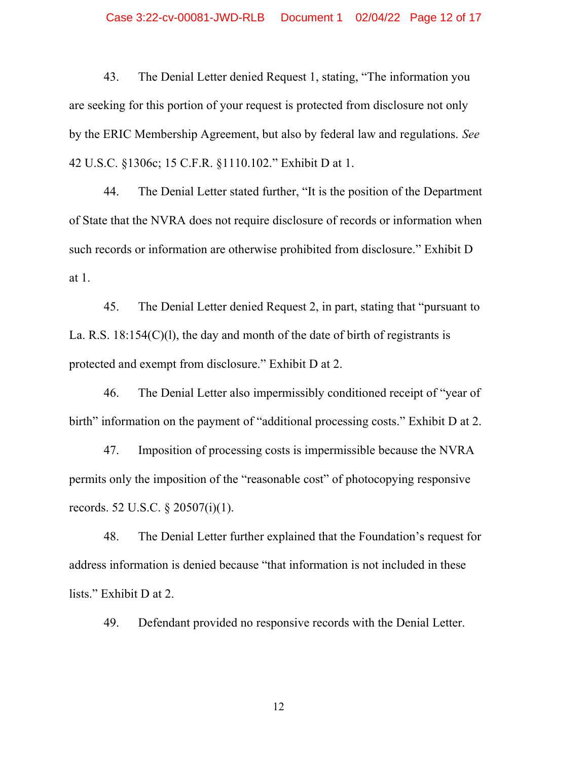43. The Denial Letter denied Request 1, stating, "The information you are seeking for this portion of your request is protected from disclosure not only by the ERIC Membership Agreement, but also by federal law and regulations. *See* 42 U.S.C. §1306c; 15 C.F.R. §1110.102." Exhibit D at 1.

44. The Denial Letter stated further, "It is the position of the Department of State that the NVRA does not require disclosure of records or information when such records or information are otherwise prohibited from disclosure." Exhibit D at 1.

45. The Denial Letter denied Request 2, in part, stating that "pursuant to La. R.S. 18:154(C)(l), the day and month of the date of birth of registrants is protected and exempt from disclosure." Exhibit D at 2.

46. The Denial Letter also impermissibly conditioned receipt of "year of birth" information on the payment of "additional processing costs." Exhibit D at 2.

47. Imposition of processing costs is impermissible because the NVRA permits only the imposition of the "reasonable cost" of photocopying responsive records. 52 U.S.C. § 20507(i)(1).

48. The Denial Letter further explained that the Foundation's request for address information is denied because "that information is not included in these lists." Exhibit D at 2.

49. Defendant provided no responsive records with the Denial Letter.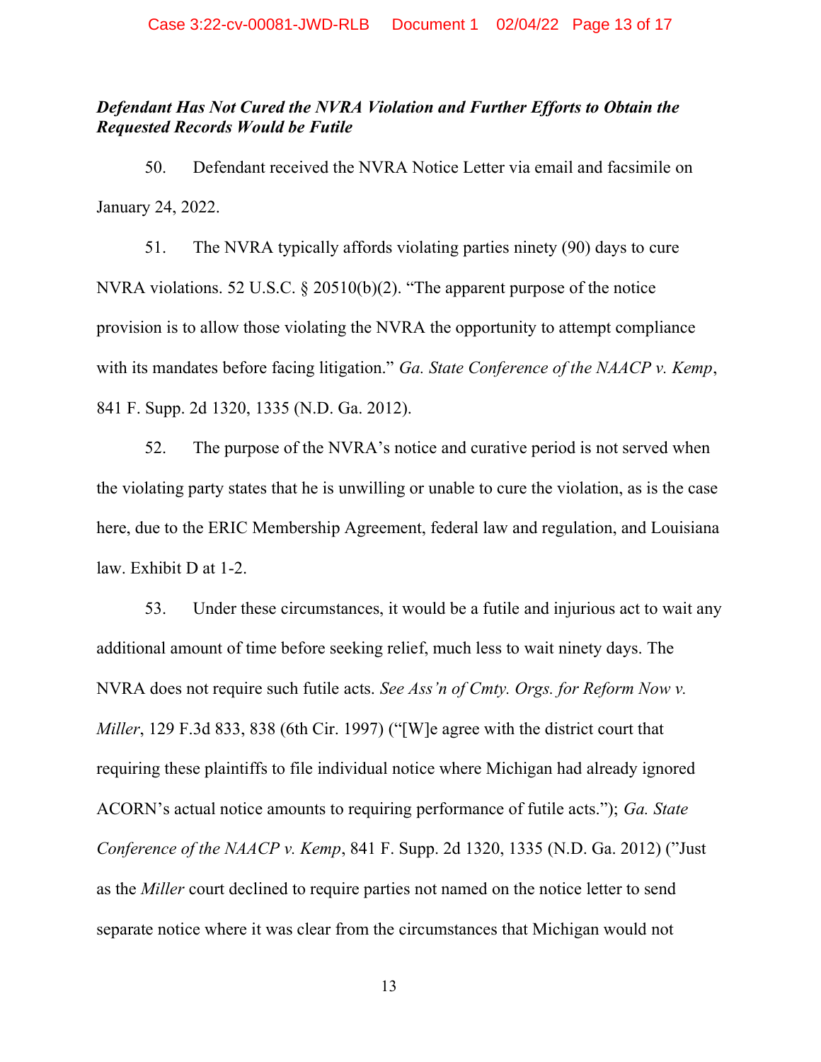***Defendant Has Not Cured the NVRA Violation and Further Efforts to Obtain the Requested Records Would be Futile***

50. Defendant received the NVRA Notice Letter via email and facsimile on January 24, 2022.

51. The NVRA typically affords violating parties ninety (90) days to cure NVRA violations. 52 U.S.C. § 20510(b)(2). "The apparent purpose of the notice provision is to allow those violating the NVRA the opportunity to attempt compliance with its mandates before facing litigation." *Ga. State Conference of the NAACP v. Kemp*, 841 F. Supp. 2d 1320, 1335 (N.D. Ga. 2012).

52. The purpose of the NVRA's notice and curative period is not served when the violating party states that he is unwilling or unable to cure the violation, as is the case here, due to the ERIC Membership Agreement, federal law and regulation, and Louisiana law. Exhibit D at 1-2.

53. Under these circumstances, it would be a futile and injurious act to wait any additional amount of time before seeking relief, much less to wait ninety days. The NVRA does not require such futile acts. *See Ass'n of Cmty. Orgs. for Reform Now v. Miller*, 129 F.3d 833, 838 (6th Cir. 1997) ("[W]e agree with the district court that requiring these plaintiffs to file individual notice where Michigan had already ignored ACORN's actual notice amounts to requiring performance of futile acts."); *Ga. State Conference of the NAACP v. Kemp*, 841 F. Supp. 2d 1320, 1335 (N.D. Ga. 2012) ("Just as the *Miller* court declined to require parties not named on the notice letter to send separate notice where it was clear from the circumstances that Michigan would not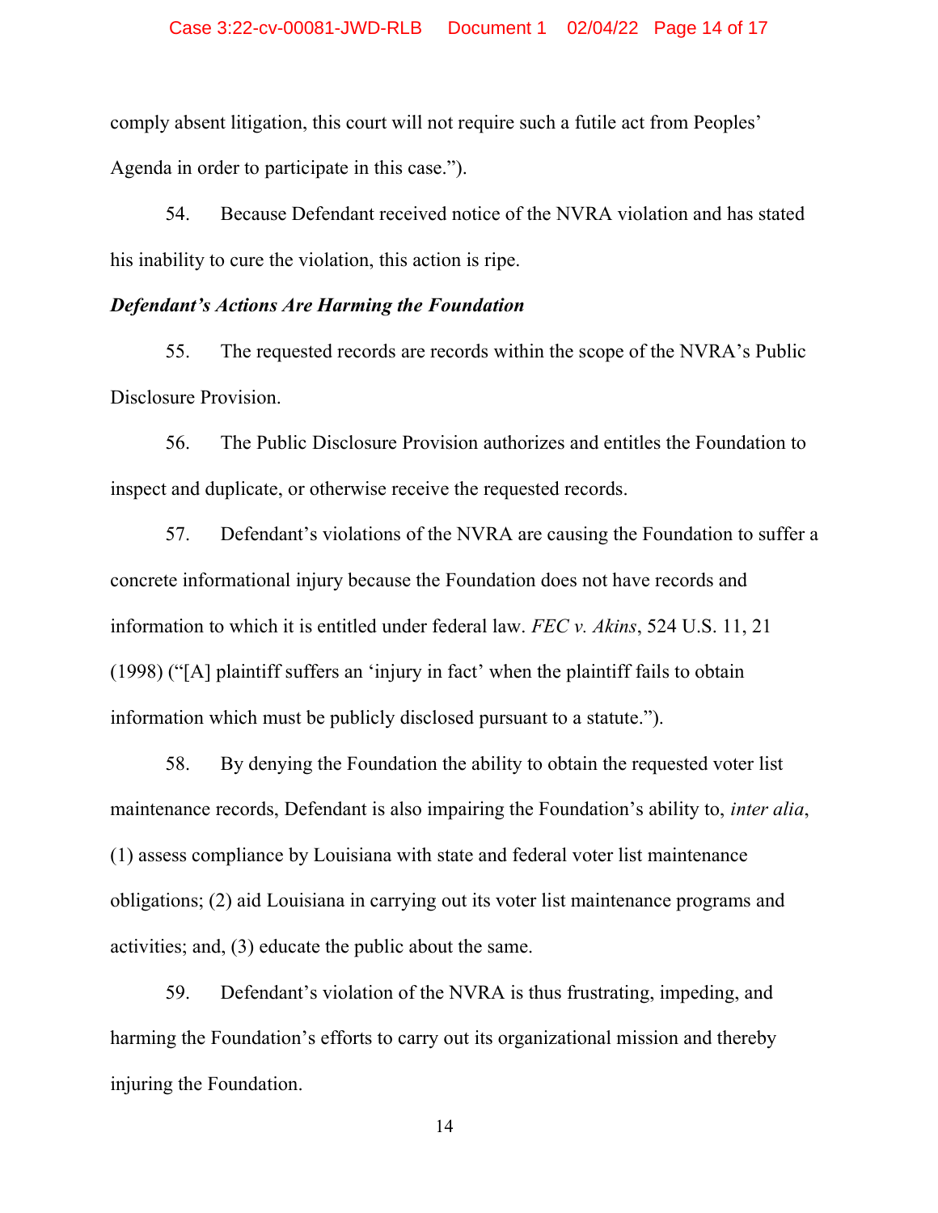comply absent litigation, this court will not require such a futile act from Peoples' Agenda in order to participate in this case.").

54. Because Defendant received notice of the NVRA violation and has stated his inability to cure the violation, this action is ripe.

***Defendant's Actions Are Harming the Foundation***

55. The requested records are records within the scope of the NVRA's Public Disclosure Provision.

56. The Public Disclosure Provision authorizes and entitles the Foundation to inspect and duplicate, or otherwise receive the requested records.

57. Defendant's violations of the NVRA are causing the Foundation to suffer a concrete informational injury because the Foundation does not have records and information to which it is entitled under federal law. *FEC v. Akins*, 524 U.S. 11, 21 (1998) ("[A] plaintiff suffers an 'injury in fact' when the plaintiff fails to obtain information which must be publicly disclosed pursuant to a statute.").

58. By denying the Foundation the ability to obtain the requested voter list maintenance records, Defendant is also impairing the Foundation's ability to, *inter alia*, (1) assess compliance by Louisiana with state and federal voter list maintenance obligations; (2) aid Louisiana in carrying out its voter list maintenance programs and activities; and, (3) educate the public about the same.

59. Defendant's violation of the NVRA is thus frustrating, impeding, and harming the Foundation's efforts to carry out its organizational mission and thereby injuring the Foundation.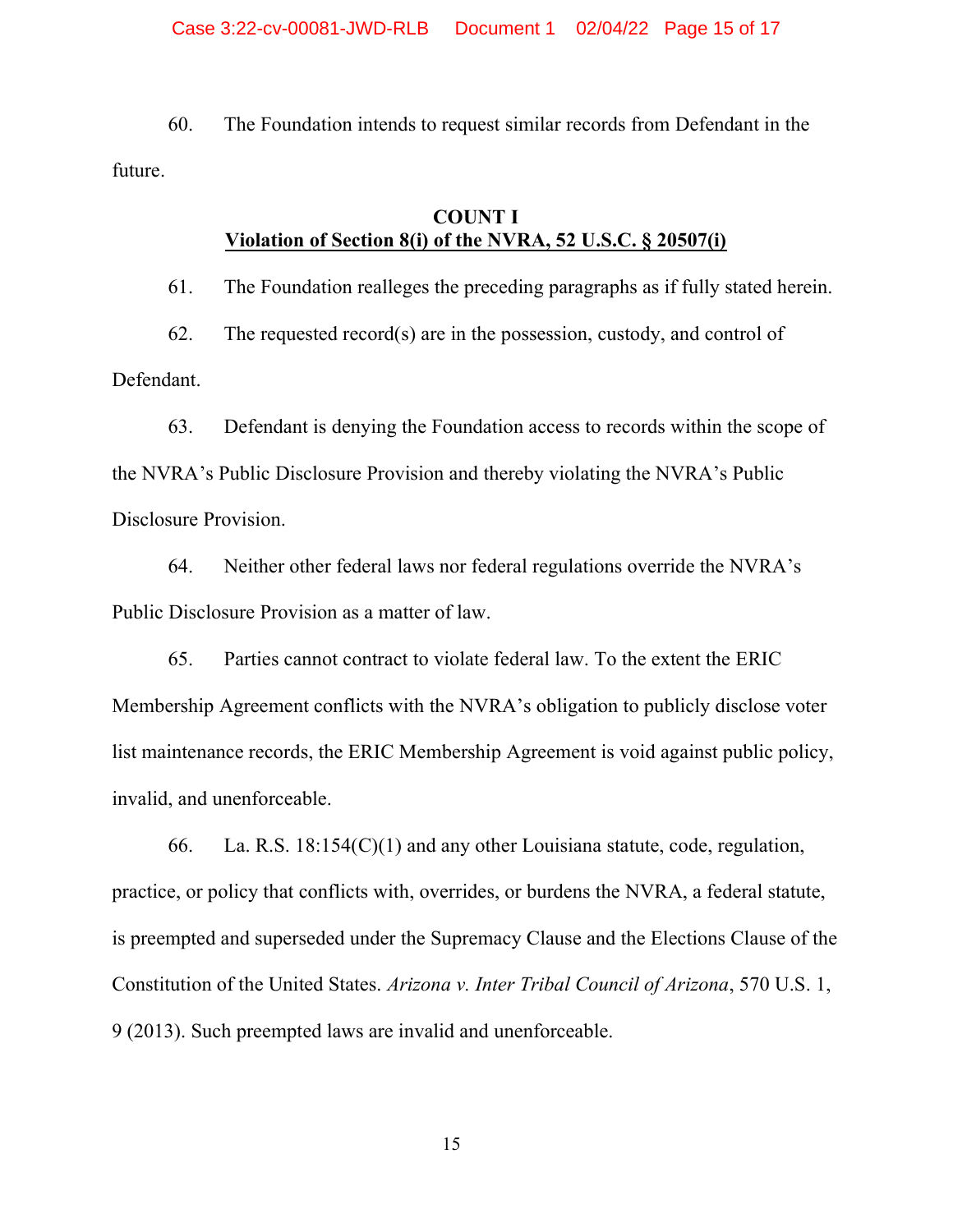60. The Foundation intends to request similar records from Defendant in the future.

**COUNT I**
**Violation of Section 8(i) of the NVRA, 52 U.S.C. § 20507(i)**

61. The Foundation realleges the preceding paragraphs as if fully stated herein.

62. The requested record(s) are in the possession, custody, and control of Defendant.

63. Defendant is denying the Foundation access to records within the scope of the NVRA's Public Disclosure Provision and thereby violating the NVRA's Public Disclosure Provision.

64. Neither other federal laws nor federal regulations override the NVRA's Public Disclosure Provision as a matter of law.

65. Parties cannot contract to violate federal law. To the extent the ERIC Membership Agreement conflicts with the NVRA's obligation to publicly disclose voter list maintenance records, the ERIC Membership Agreement is void against public policy, invalid, and unenforceable.

66. La. R.S. 18:154(C)(1) and any other Louisiana statute, code, regulation, practice, or policy that conflicts with, overrides, or burdens the NVRA, a federal statute, is preempted and superseded under the Supremacy Clause and the Elections Clause of the Constitution of the United States. *Arizona v. Inter Tribal Council of Arizona*, 570 U.S. 1, 9 (2013). Such preempted laws are invalid and unenforceable.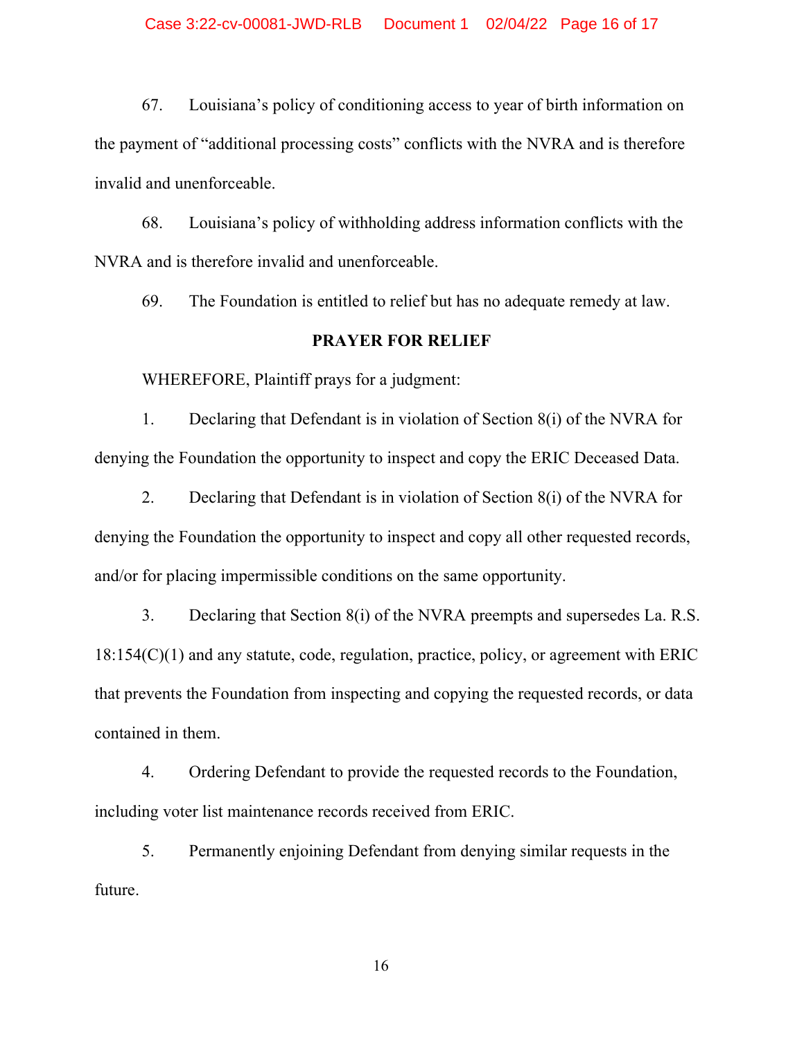67. Louisiana's policy of conditioning access to year of birth information on the payment of "additional processing costs" conflicts with the NVRA and is therefore invalid and unenforceable.

68. Louisiana's policy of withholding address information conflicts with the NVRA and is therefore invalid and unenforceable.

69. The Foundation is entitled to relief but has no adequate remedy at law.

## PRAYER FOR RELIEF

WHEREFORE, Plaintiff prays for a judgment:

1. Declaring that Defendant is in violation of Section 8(i) of the NVRA for denying the Foundation the opportunity to inspect and copy the ERIC Deceased Data.

2. Declaring that Defendant is in violation of Section 8(i) of the NVRA for denying the Foundation the opportunity to inspect and copy all other requested records, and/or for placing impermissible conditions on the same opportunity.

3. Declaring that Section 8(i) of the NVRA preempts and supersedes La. R.S. 18:154(C)(1) and any statute, code, regulation, practice, policy, or agreement with ERIC that prevents the Foundation from inspecting and copying the requested records, or data contained in them.

4. Ordering Defendant to provide the requested records to the Foundation, including voter list maintenance records received from ERIC.

5. Permanently enjoining Defendant from denying similar requests in the future.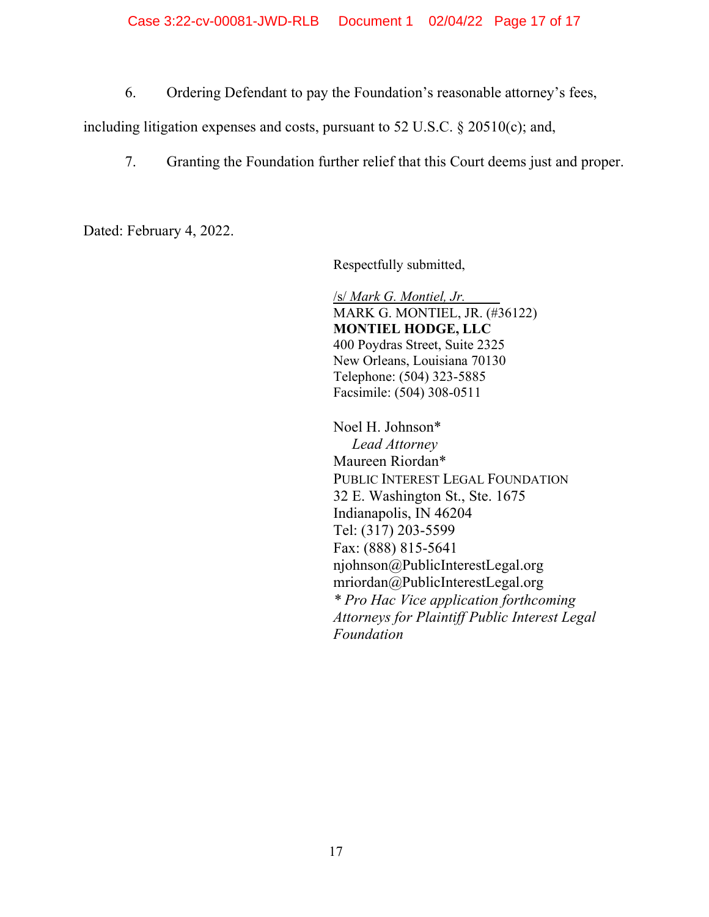6. Ordering Defendant to pay the Foundation's reasonable attorney's fees, including litigation expenses and costs, pursuant to 52 U.S.C. § 20510(c); and,

7. Granting the Foundation further relief that this Court deems just and proper.

Dated: February 4, 2022.

Respectfully submitted,

/s/ *Mark G. Montiel, Jr.*
MARK G. MONTIEL, JR. (#36122)
**MONTIEL HODGE, LLC**
400 Poydras Street, Suite 2325
New Orleans, Louisiana 70130
Telephone: (504) 323-5885
Facsimile: (504) 308-0511

Noel H. Johnson*
*Lead Attorney*
Maureen Riordan*
PUBLIC INTEREST LEGAL FOUNDATION
32 E. Washington St., Ste. 1675
Indianapolis, IN 46204
Tel: (317) 203-5599
Fax: (888) 815-5641
njohnson@PublicInterestLegal.org
mriordan@PublicInterestLegal.org
*\* Pro Hac Vice application forthcoming*
*Attorneys for Plaintiff Public Interest Legal Foundation*